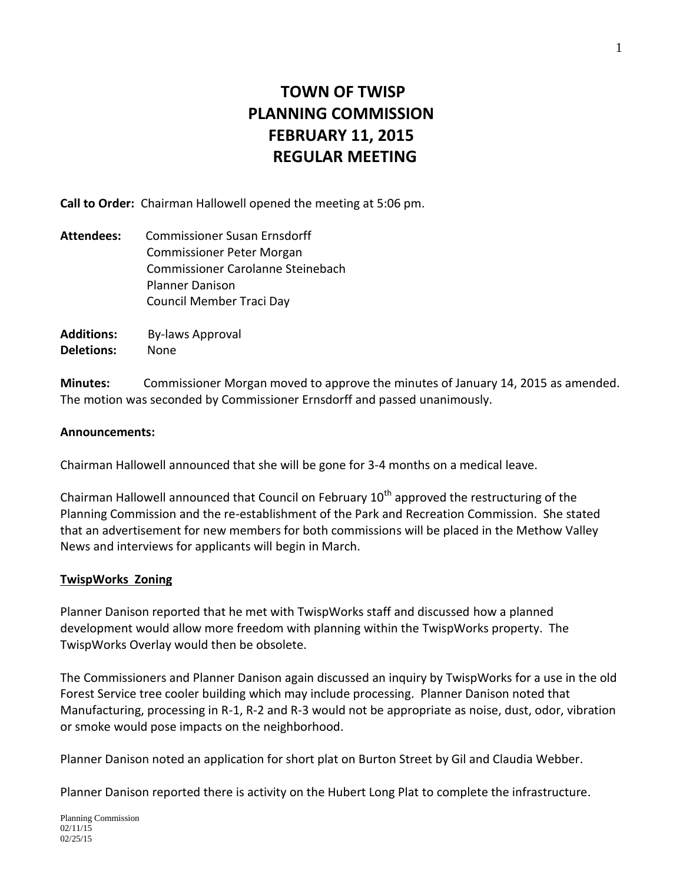# TOWN OF TWISP
# PLANNING COMMISSION
# FEBRUARY 11, 2015
# REGULAR MEETING

**Call to Order:** Chairman Hallowell opened the meeting at 5:06 pm.

**Attendees:** Commissioner Susan Ernsdorff
Commissioner Peter Morgan
Commissioner Carolanne Steinebach
Planner Danison
Council Member Traci Day

**Additions:** By-laws Approval
**Deletions:** None

**Minutes:** Commissioner Morgan moved to approve the minutes of January 14, 2015 as amended. The motion was seconded by Commissioner Ernsdorff and passed unanimously.

**Announcements:**

Chairman Hallowell announced that she will be gone for 3-4 months on a medical leave.

Chairman Hallowell announced that Council on February 10th approved the restructuring of the Planning Commission and the re-establishment of the Park and Recreation Commission. She stated that an advertisement for new members for both commissions will be placed in the Methow Valley News and interviews for applicants will begin in March.

**TwispWorks Zoning**

Planner Danison reported that he met with TwispWorks staff and discussed how a planned development would allow more freedom with planning within the TwispWorks property. The TwispWorks Overlay would then be obsolete.

The Commissioners and Planner Danison again discussed an inquiry by TwispWorks for a use in the old Forest Service tree cooler building which may include processing. Planner Danison noted that Manufacturing, processing in R-1, R-2 and R-3 would not be appropriate as noise, dust, odor, vibration or smoke would pose impacts on the neighborhood.

Planner Danison noted an application for short plat on Burton Street by Gil and Claudia Webber.

Planner Danison reported there is activity on the Hubert Long Plat to complete the infrastructure.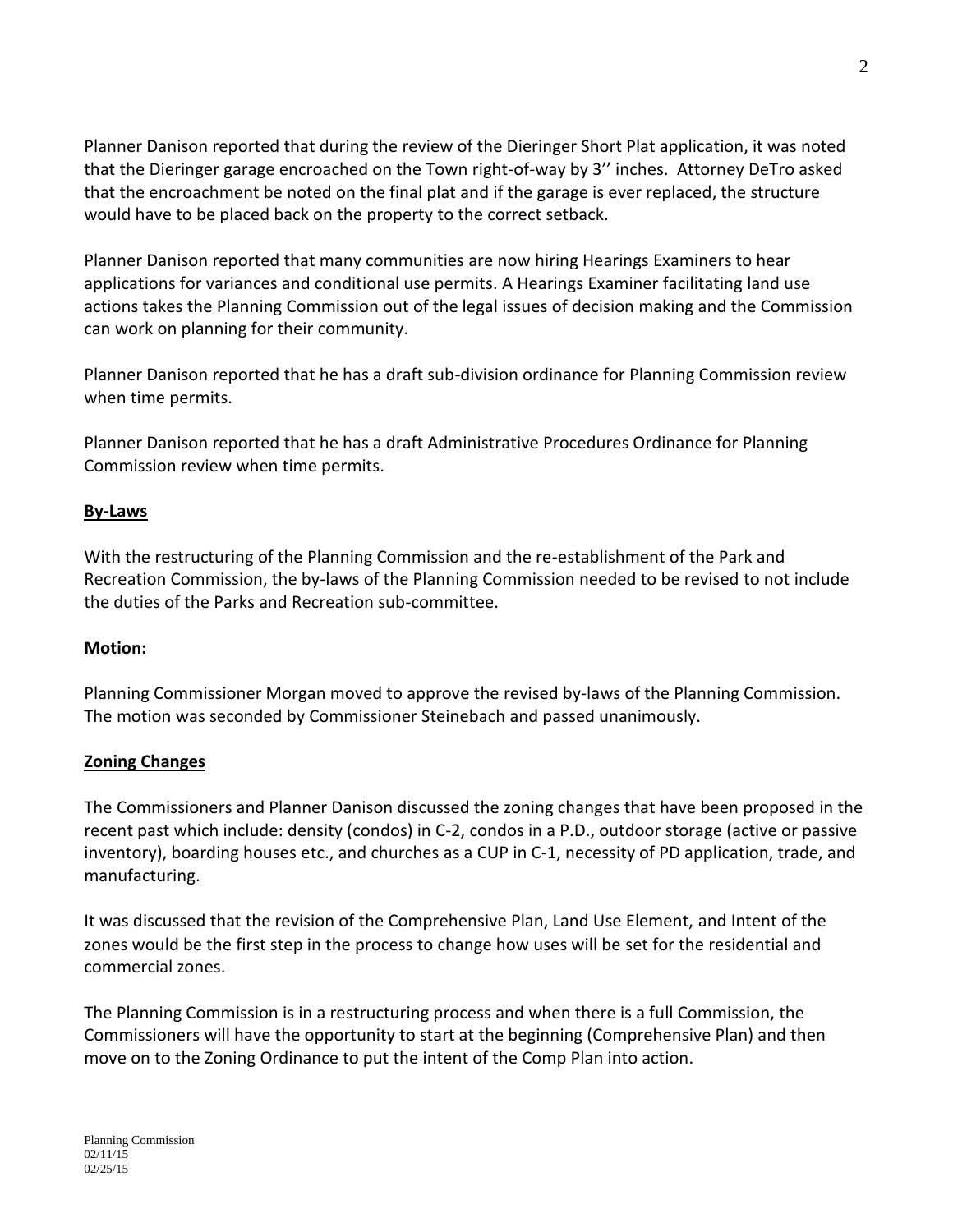Planner Danison reported that during the review of the Dieringer Short Plat application, it was noted that the Dieringer garage encroached on the Town right-of-way by 3'' inches. Attorney DeTro asked that the encroachment be noted on the final plat and if the garage is ever replaced, the structure would have to be placed back on the property to the correct setback.

Planner Danison reported that many communities are now hiring Hearings Examiners to hear applications for variances and conditional use permits. A Hearings Examiner facilitating land use actions takes the Planning Commission out of the legal issues of decision making and the Commission can work on planning for their community.

Planner Danison reported that he has a draft sub-division ordinance for Planning Commission review when time permits.

Planner Danison reported that he has a draft Administrative Procedures Ordinance for Planning Commission review when time permits.

**By-Laws**

With the restructuring of the Planning Commission and the re-establishment of the Park and Recreation Commission, the by-laws of the Planning Commission needed to be revised to not include the duties of the Parks and Recreation sub-committee.

**Motion:**

Planning Commissioner Morgan moved to approve the revised by-laws of the Planning Commission. The motion was seconded by Commissioner Steinebach and passed unanimously.

**Zoning Changes**

The Commissioners and Planner Danison discussed the zoning changes that have been proposed in the recent past which include: density (condos) in C-2, condos in a P.D., outdoor storage (active or passive inventory), boarding houses etc., and churches as a CUP in C-1, necessity of PD application, trade, and manufacturing.

It was discussed that the revision of the Comprehensive Plan, Land Use Element, and Intent of the zones would be the first step in the process to change how uses will be set for the residential and commercial zones.

The Planning Commission is in a restructuring process and when there is a full Commission, the Commissioners will have the opportunity to start at the beginning (Comprehensive Plan) and then move on to the Zoning Ordinance to put the intent of the Comp Plan into action.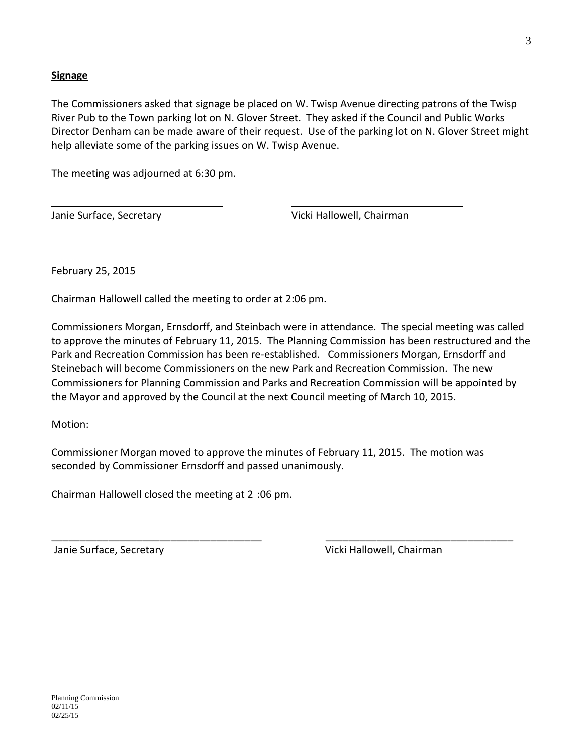**Signage**

The Commissioners asked that signage be placed on W. Twisp Avenue directing patrons of the Twisp River Pub to the Town parking lot on N. Glover Street. They asked if the Council and Public Works Director Denham can be made aware of their request. Use of the parking lot on N. Glover Street might help alleviate some of the parking issues on W. Twisp Avenue.

The meeting was adjourned at 6:30 pm.

Janie Surface, Secretary

Vicki Hallowell, Chairman

February 25, 2015

Chairman Hallowell called the meeting to order at 2:06 pm.

Commissioners Morgan, Ernsdorff, and Steinbach were in attendance. The special meeting was called to approve the minutes of February 11, 2015. The Planning Commission has been restructured and the Park and Recreation Commission has been re-established. Commissioners Morgan, Ernsdorff and Steinebach will become Commissioners on the new Park and Recreation Commission. The new Commissioners for Planning Commission and Parks and Recreation Commission will be appointed by the Mayor and approved by the Council at the next Council meeting of March 10, 2015.

Motion:

Commissioner Morgan moved to approve the minutes of February 11, 2015. The motion was seconded by Commissioner Ernsdorff and passed unanimously.

Chairman Hallowell closed the meeting at 2 :06 pm.

Janie Surface, Secretary

Vicki Hallowell, Chairman

Planning Commission
02/11/15
02/25/15